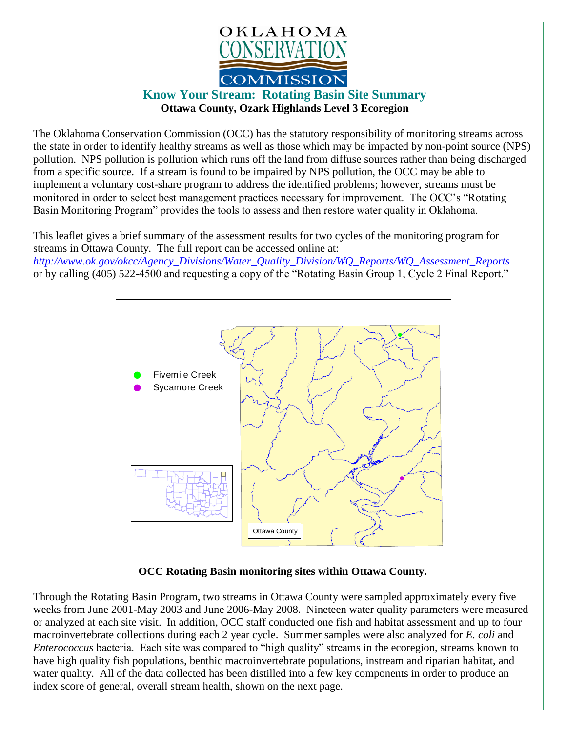# Know Your Stream: Rotating Basin Site Summary

**Ottawa County, Ozark Highlands Level 3 Ecoregion**

The Oklahoma Conservation Commission (OCC) has the statutory responsibility of monitoring streams across the state in order to identify healthy streams as well as those which may be impacted by non-point source (NPS) pollution. NPS pollution is pollution which runs off the land from diffuse sources rather than being discharged from a specific source. If a stream is found to be impaired by NPS pollution, the OCC may be able to implement a voluntary cost-share program to address the identified problems; however, streams must be monitored in order to select best management practices necessary for improvement. The OCC's "Rotating Basin Monitoring Program" provides the tools to assess and then restore water quality in Oklahoma.

This leaflet gives a brief summary of the assessment results for two cycles of the monitoring program for streams in Ottawa County. The full report can be accessed online at: *http://www.ok.gov/okcc/Agency_Divisions/Water_Quality_Division/WQ_Reports/WQ_Assessment_Reports* or by calling (405) 522-4500 and requesting a copy of the "Rotating Basin Group 1, Cycle 2 Final Report."

Fivemile Creek
Sycamore Creek
Ottawa County

**OCC Rotating Basin monitoring sites within Ottawa County.**

Through the Rotating Basin Program, two streams in Ottawa County were sampled approximately every five weeks from June 2001-May 2003 and June 2006-May 2008. Nineteen water quality parameters were measured or analyzed at each site visit. In addition, OCC staff conducted one fish and habitat assessment and up to four macroinvertebrate collections during each 2 year cycle. Summer samples were also analyzed for *E. coli* and *Enterococcus* bacteria. Each site was compared to "high quality" streams in the ecoregion, streams known to have high quality fish populations, benthic macroinvertebrate populations, instream and riparian habitat, and water quality. All of the data collected has been distilled into a few key components in order to produce an index score of general, overall stream health, shown on the next page.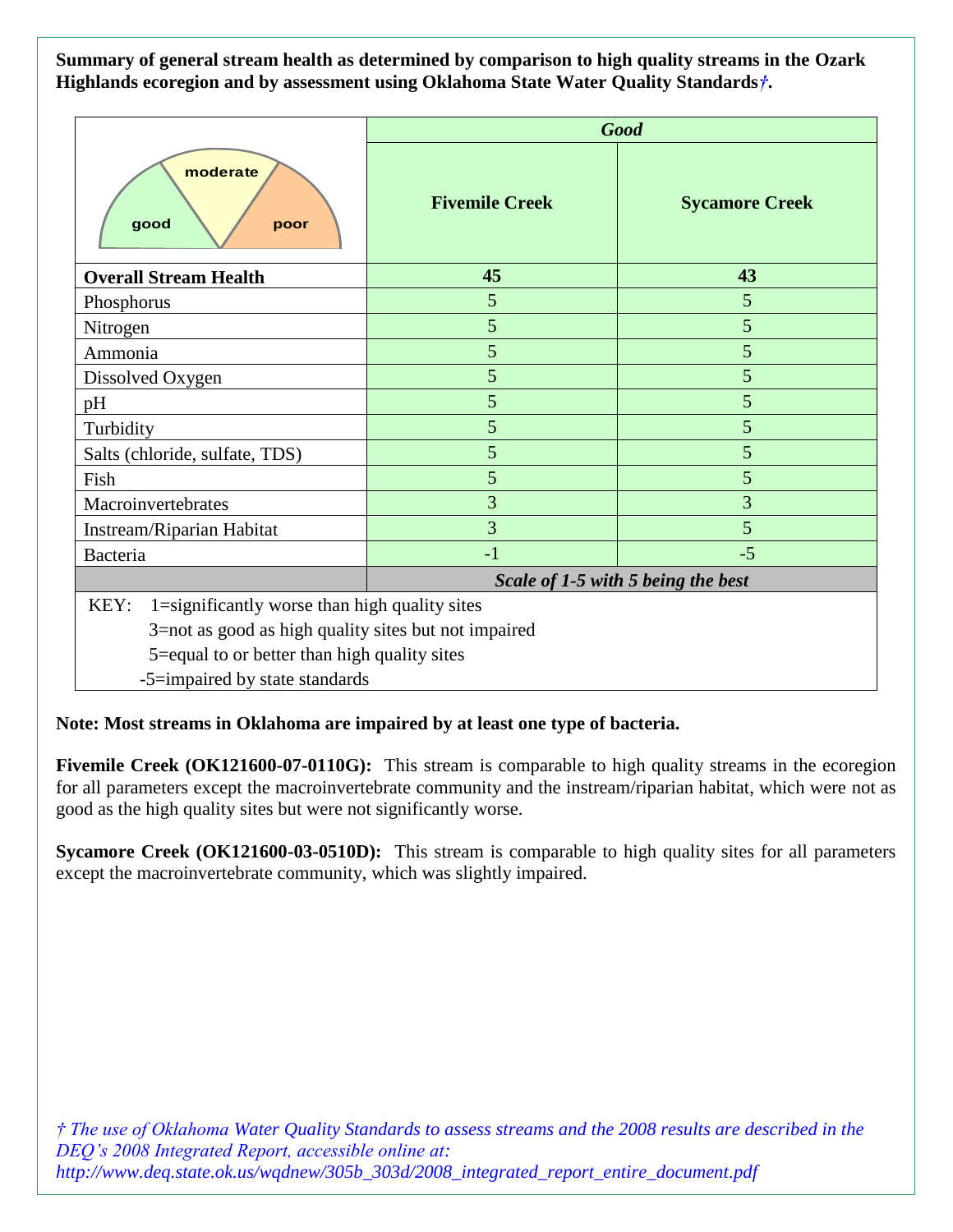**Summary of general stream health as determined by comparison to high quality streams in the Ozark Highlands ecoregion and by assessment using Oklahoma State Water Quality Standards†.**

| | *Good* | |
|---|---|---|
| | **Fivemile Creek** | **Sycamore Creek** |
| **Overall Stream Health** | **45** | **43** |
| Phosphorus | 5 | 5 |
| Nitrogen | 5 | 5 |
| Ammonia | 5 | 5 |
| Dissolved Oxygen | 5 | 5 |
| pH | 5 | 5 |
| Turbidity | 5 | 5 |
| Salts (chloride, sulfate, TDS) | 5 | 5 |
| Fish | 5 | 5 |
| Macroinvertebrates | 3 | 3 |
| Instream/Riparian Habitat | 3 | 5 |
| Bacteria | -1 | -5 |
| | ***Scale of 1-5 with 5 being the best*** | |

KEY: 1=significantly worse than high quality sites
3=not as good as high quality sites but not impaired
5=equal to or better than high quality sites
-5=impaired by state standards

**Note: Most streams in Oklahoma are impaired by at least one type of bacteria.**

**Fivemile Creek (OK121600-07-0110G):** This stream is comparable to high quality streams in the ecoregion for all parameters except the macroinvertebrate community and the instream/riparian habitat, which were not as good as the high quality sites but were not significantly worse.

**Sycamore Creek (OK121600-03-0510D):** This stream is comparable to high quality sites for all parameters except the macroinvertebrate community, which was slightly impaired.

*† The use of Oklahoma Water Quality Standards to assess streams and the 2008 results are described in the DEQ's 2008 Integrated Report, accessible online at: http://www.deq.state.ok.us/wqdnew/305b_303d/2008_integrated_report_entire_document.pdf*